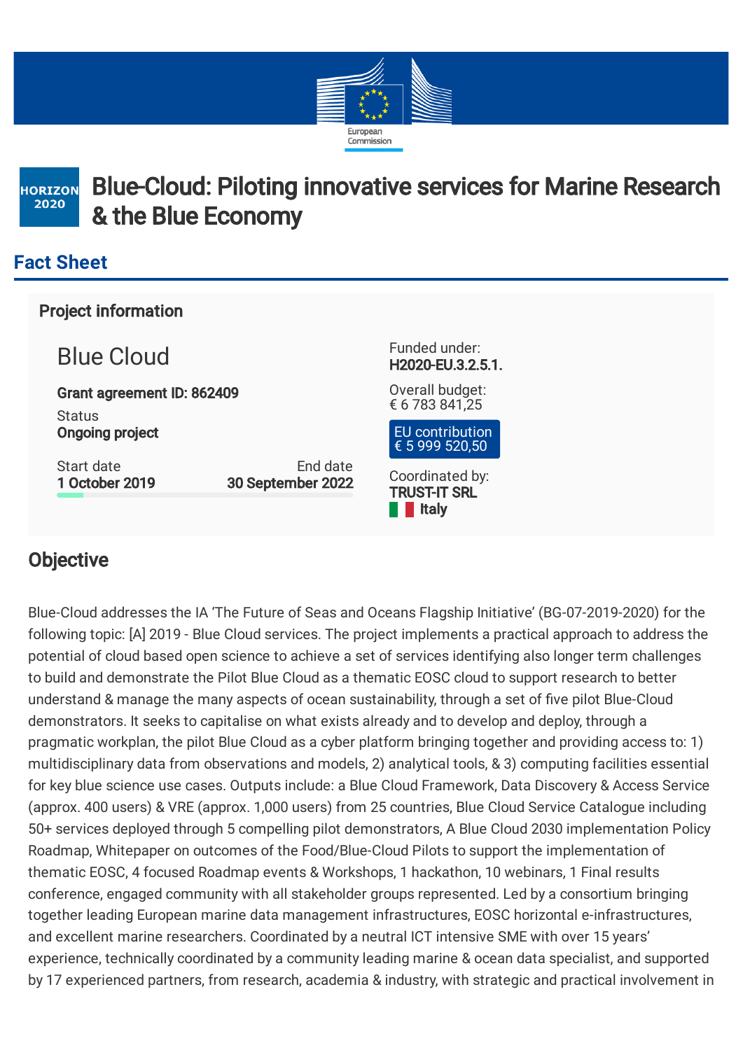European Commission

HORIZON 2020

# Blue-Cloud: Piloting innovative services for Marine Research & the Blue Economy

## Fact Sheet

### Project information

## Blue Cloud

**Grant agreement ID: 862409**

Status
**Ongoing project**

Start date
**1 October 2019**

End date
**30 September 2022**

Funded under:
**H2020-EU.3.2.5.1.**

Overall budget:
€ 6 783 841,25

EU contribution
€ 5 999 520,50

Coordinated by:
**TRUST-IT SRL**
**Italy**

## Objective

Blue-Cloud addresses the IA 'The Future of Seas and Oceans Flagship Initiative' (BG-07-2019-2020) for the following topic: [A] 2019 - Blue Cloud services. The project implements a practical approach to address the potential of cloud based open science to achieve a set of services identifying also longer term challenges to build and demonstrate the Pilot Blue Cloud as a thematic EOSC cloud to support research to better understand & manage the many aspects of ocean sustainability, through a set of five pilot Blue-Cloud demonstrators. It seeks to capitalise on what exists already and to develop and deploy, through a pragmatic workplan, the pilot Blue Cloud as a cyber platform bringing together and providing access to: 1) multidisciplinary data from observations and models, 2) analytical tools, & 3) computing facilities essential for key blue science use cases. Outputs include: a Blue Cloud Framework, Data Discovery & Access Service (approx. 400 users) & VRE (approx. 1,000 users) from 25 countries, Blue Cloud Service Catalogue including 50+ services deployed through 5 compelling pilot demonstrators, A Blue Cloud 2030 implementation Policy Roadmap, Whitepaper on outcomes of the Food/Blue-Cloud Pilots to support the implementation of thematic EOSC, 4 focused Roadmap events & Workshops, 1 hackathon, 10 webinars, 1 Final results conference, engaged community with all stakeholder groups represented. Led by a consortium bringing together leading European marine data management infrastructures, EOSC horizontal e-infrastructures, and excellent marine researchers. Coordinated by a neutral ICT intensive SME with over 15 years' experience, technically coordinated by a community leading marine & ocean data specialist, and supported by 17 experienced partners, from research, academia & industry, with strategic and practical involvement in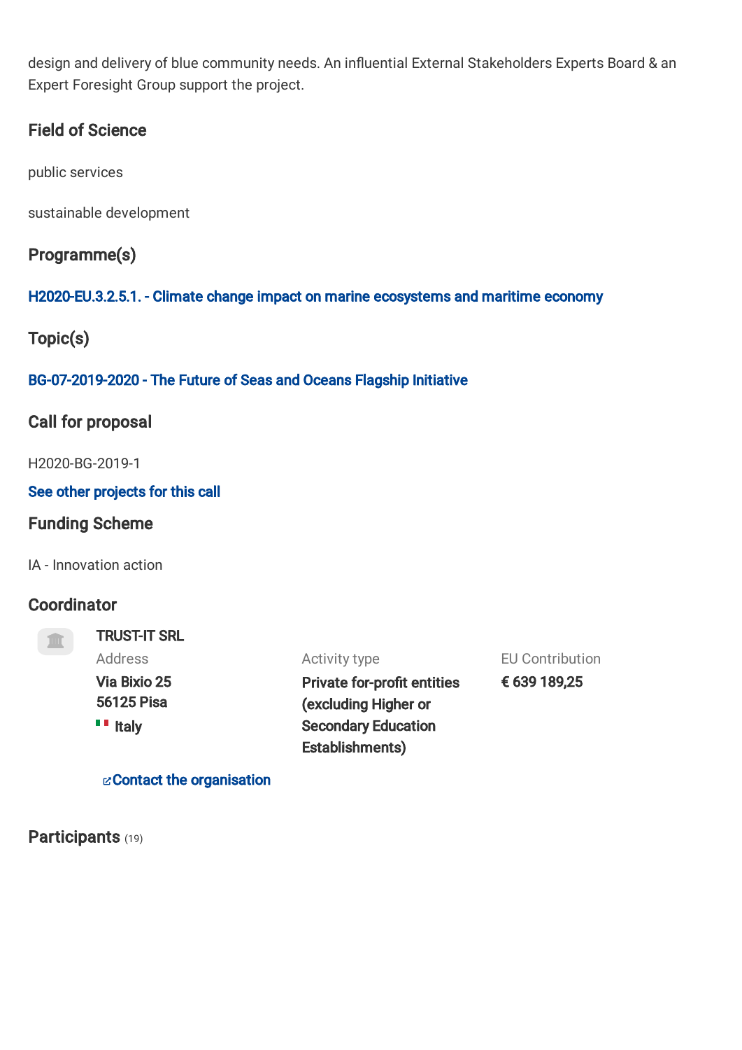design and delivery of blue community needs. An influential External Stakeholders Experts Board & an Expert Foresight Group support the project.

## Field of Science

public services

sustainable development

## Programme(s)

H2020-EU.3.2.5.1. - Climate change impact on marine ecosystems and maritime economy

## Topic(s)

BG-07-2019-2020 - The Future of Seas and Oceans Flagship Initiative

## Call for proposal

H2020-BG-2019-1

See other projects for this call

## Funding Scheme

IA - Innovation action

## Coordinator

**TRUST-IT SRL**

Address
**Via Bixio 25**
**56125 Pisa**
**Italy**

Activity type
**Private for-profit entities (excluding Higher or Secondary Education Establishments)**

EU Contribution
**€ 639 189,25**

Contact the organisation

## Participants (19)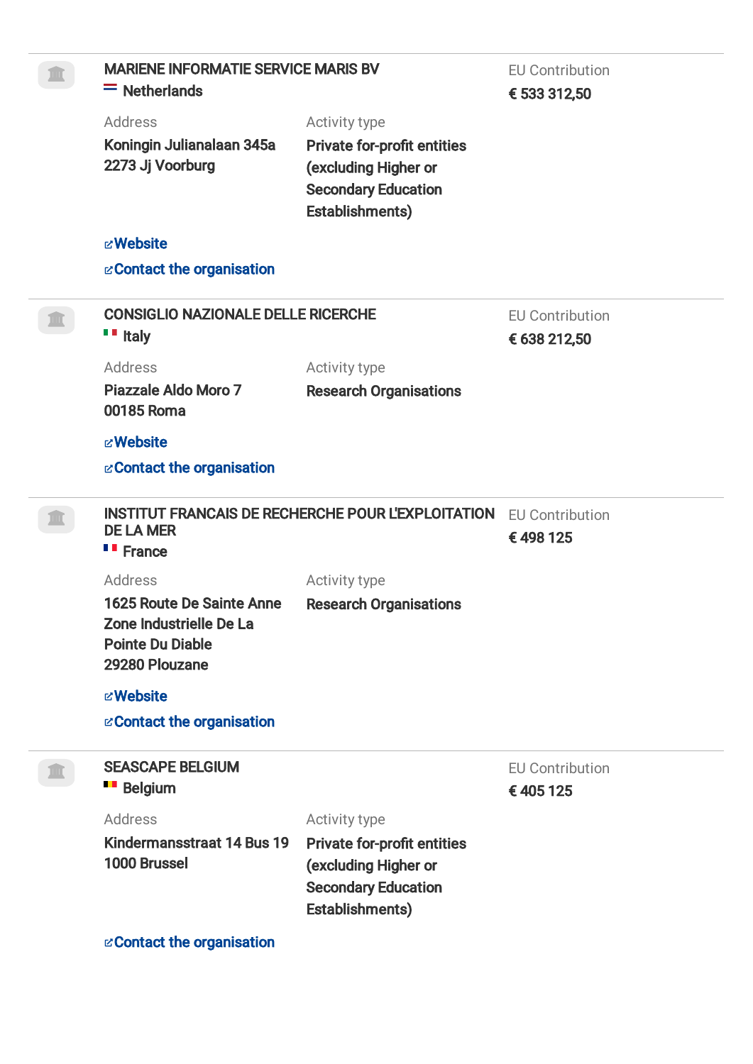## MARIENE INFORMATIE SERVICE MARIS BV

Netherlands

**EU Contribution**
€ 533 312,50

**Address**
Koningin Julianalaan 345a
2273 Jj Voorburg

**Activity type**
Private for-profit entities (excluding Higher or Secondary Education Establishments)

Website

Contact the organisation

---

## CONSIGLIO NAZIONALE DELLE RICERCHE

Italy

**EU Contribution**
€ 638 212,50

**Address**
Piazzale Aldo Moro 7
00185 Roma

**Activity type**
Research Organisations

Website

Contact the organisation

---

## INSTITUT FRANCAIS DE RECHERCHE POUR L'EXPLOITATION DE LA MER

France

**EU Contribution**
€ 498 125

**Address**
1625 Route De Sainte Anne Zone Industrielle De La Pointe Du Diable
29280 Plouzane

**Activity type**
Research Organisations

Website

Contact the organisation

---

## SEASCAPE BELGIUM

Belgium

**EU Contribution**
€ 405 125

**Address**
Kindermansstraat 14 Bus 19
1000 Brussel

**Activity type**
Private for-profit entities (excluding Higher or Secondary Education Establishments)

Contact the organisation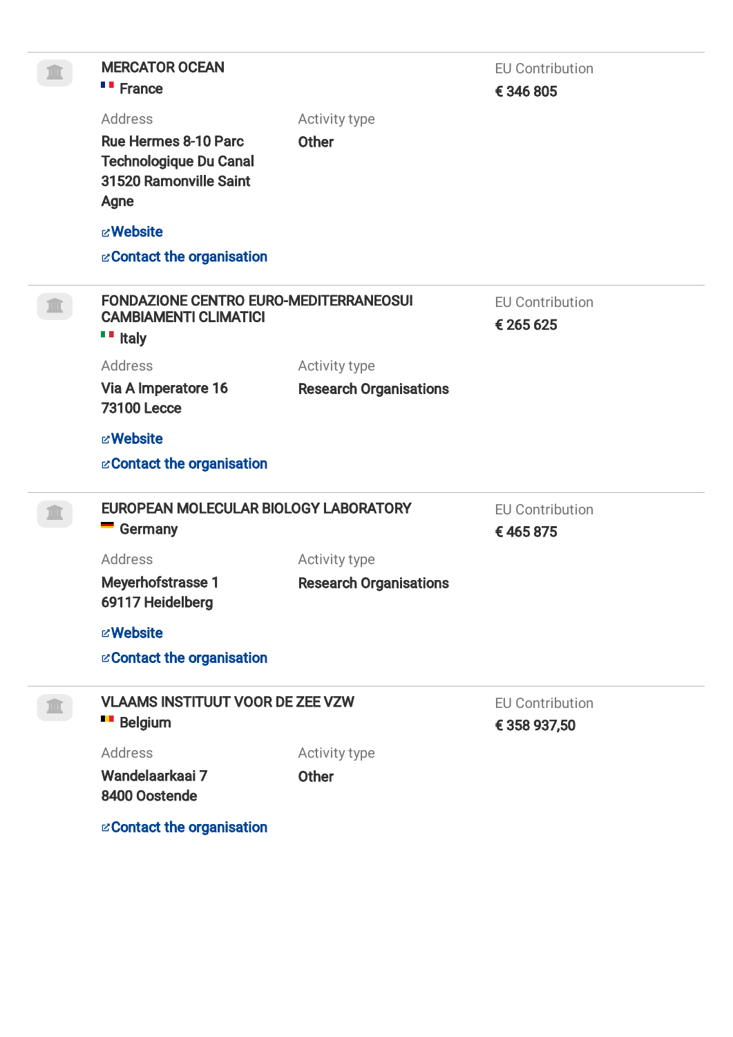**MERCATOR OCEAN**
France

EU Contribution
€ 346 805

Address
Rue Hermes 8-10 Parc Technologique Du Canal
31520 Ramonville Saint Agne

Activity type
Other

Website

Contact the organisation

---

**FONDAZIONE CENTRO EURO-MEDITERRANEOSUI CAMBIAMENTI CLIMATICI**
Italy

EU Contribution
€ 265 625

Address
Via A Imperatore 16
73100 Lecce

Activity type
Research Organisations

Website

Contact the organisation

---

**EUROPEAN MOLECULAR BIOLOGY LABORATORY**
Germany

EU Contribution
€ 465 875

Address
Meyerhofstrasse 1
69117 Heidelberg

Activity type
Research Organisations

Website

Contact the organisation

---

**VLAAMS INSTITUUT VOOR DE ZEE VZW**
Belgium

EU Contribution
€ 358 937,50

Address
Wandelaarkaai 7
8400 Oostende

Activity type
Other

Contact the organisation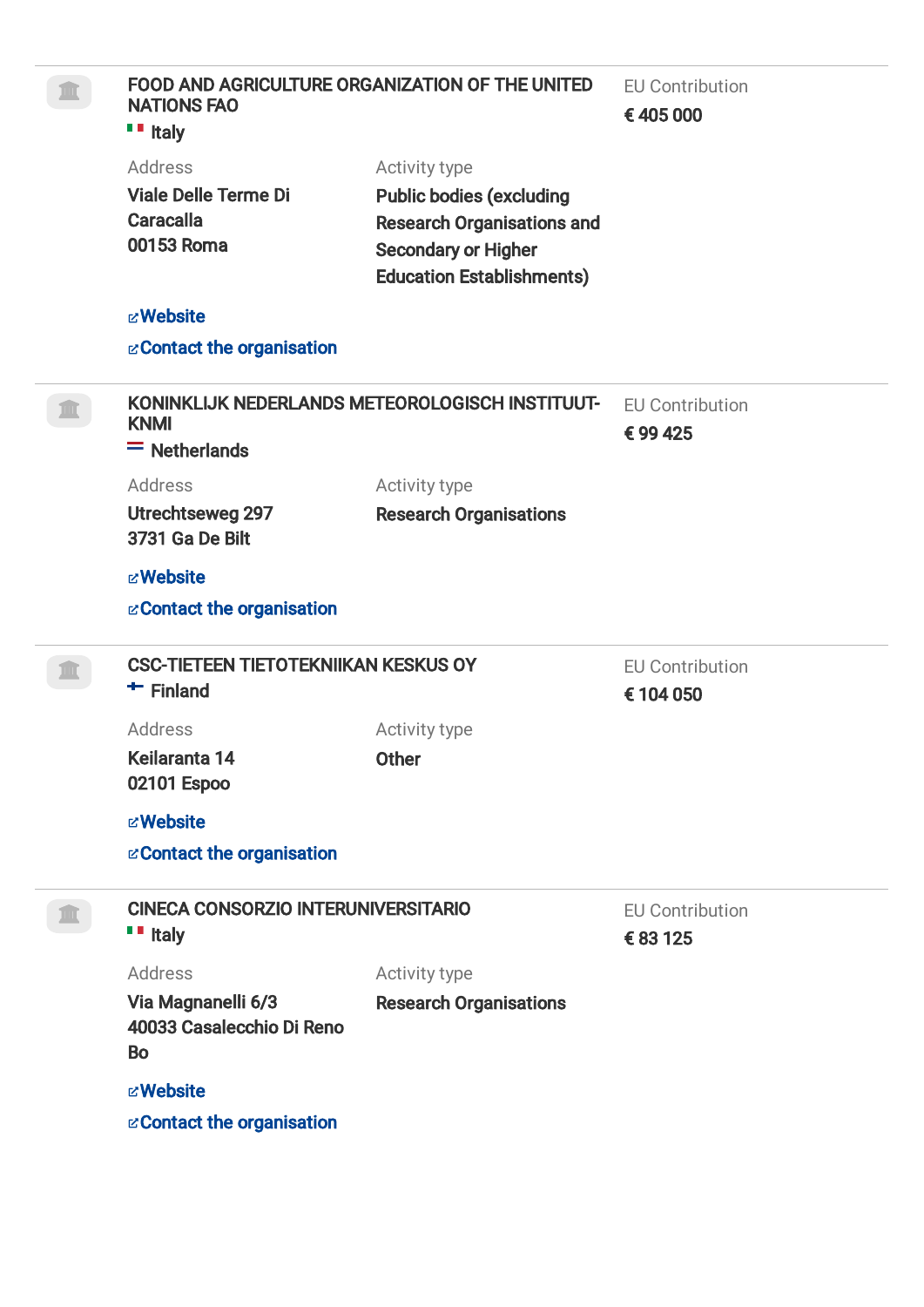### FOOD AND AGRICULTURE ORGANIZATION OF THE UNITED NATIONS FAO

Italy

**EU Contribution**
€ 405 000

**Address**
Viale Delle Terme Di Caracalla
00153 Roma

**Activity type**
Public bodies (excluding Research Organisations and Secondary or Higher Education Establishments)

Website

Contact the organisation

---

### KONINKLIJK NEDERLANDS METEOROLOGISCH INSTITUUT-KNMI

Netherlands

**EU Contribution**
€ 99 425

**Address**
Utrechtseweg 297
3731 Ga De Bilt

**Activity type**
Research Organisations

Website

Contact the organisation

---

### CSC-TIETEEN TIETOTEKNIIKAN KESKUS OY

Finland

**EU Contribution**
€ 104 050

**Address**
Keilaranta 14
02101 Espoo

**Activity type**
Other

Website

Contact the organisation

---

### CINECA CONSORZIO INTERUNIVERSITARIO

Italy

**EU Contribution**
€ 83 125

**Address**
Via Magnanelli 6/3
40033 Casalecchio Di Reno
Bo

**Activity type**
Research Organisations

Website

Contact the organisation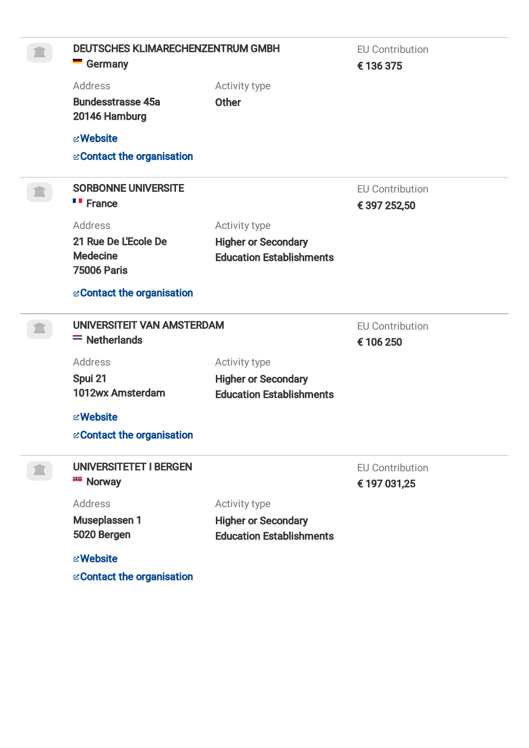## DEUTSCHES KLIMARECHENZENTRUM GMBH

Germany

**EU Contribution**
€ 136 375

**Address**
Bundesstrasse 45a
20146 Hamburg

**Activity type**
Other

Website

Contact the organisation

---

## SORBONNE UNIVERSITE

France

**EU Contribution**
€ 397 252,50

**Address**
21 Rue De L'Ecole De Medecine
75006 Paris

**Activity type**
Higher or Secondary Education Establishments

Contact the organisation

---

## UNIVERSITEIT VAN AMSTERDAM

Netherlands

**EU Contribution**
€ 106 250

**Address**
Spui 21
1012wx Amsterdam

**Activity type**
Higher or Secondary Education Establishments

Website

Contact the organisation

---

## UNIVERSITETET I BERGEN

Norway

**EU Contribution**
€ 197 031,25

**Address**
Museplassen 1
5020 Bergen

**Activity type**
Higher or Secondary Education Establishments

Website

Contact the organisation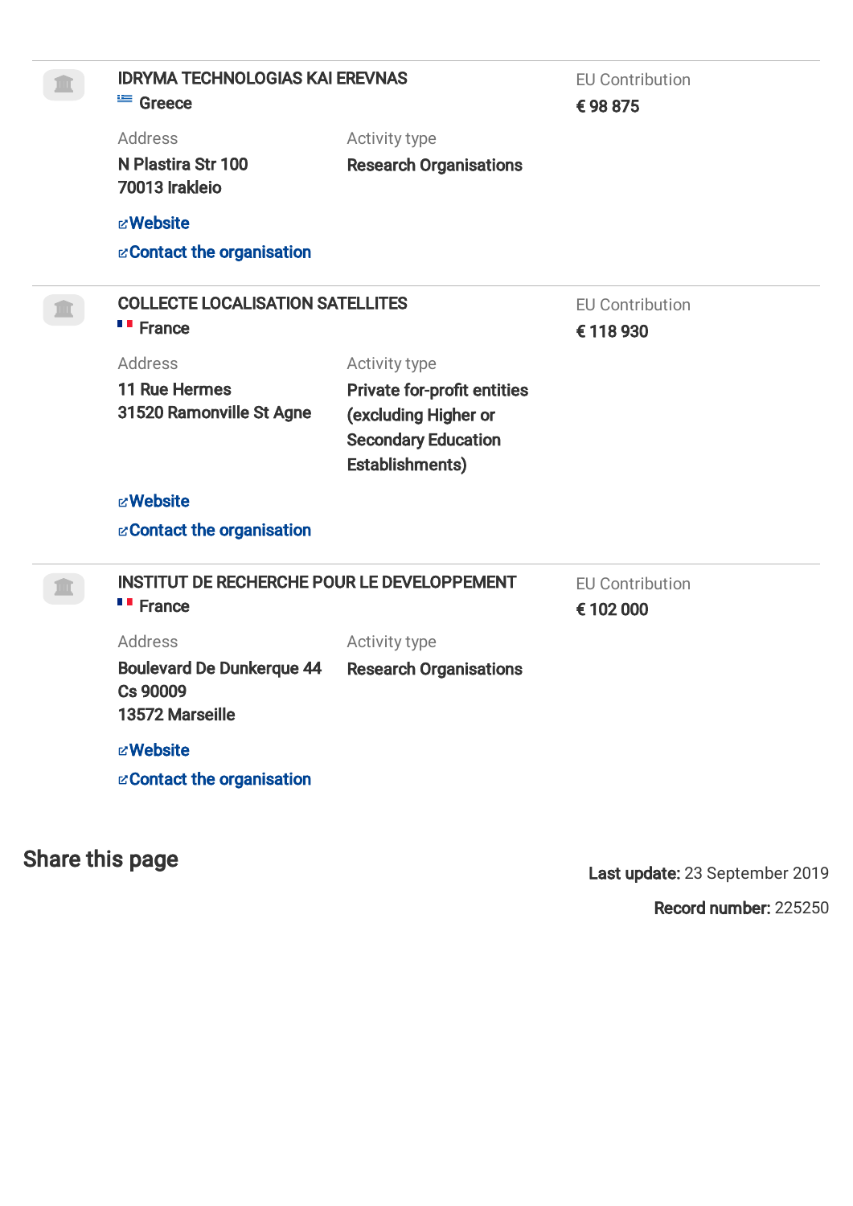### IDRYMA TECHNOLOGIAS KAI EREVNAS

Greece

EU Contribution

**€ 98 875**

Address

**N Plastira Str 100**
**70013 Irakleio**

Activity type

**Research Organisations**

Website

Contact the organisation

### COLLECTE LOCALISATION SATELLITES

France

EU Contribution

**€ 118 930**

Address

**11 Rue Hermes**
**31520 Ramonville St Agne**

Activity type

**Private for-profit entities (excluding Higher or Secondary Education Establishments)**

Website

Contact the organisation

### INSTITUT DE RECHERCHE POUR LE DEVELOPPEMENT

France

EU Contribution

**€ 102 000**

Address

**Boulevard De Dunkerque 44**
**Cs 90009**
**13572 Marseille**

Activity type

**Research Organisations**

Website

Contact the organisation

## Share this page

**Last update:** 23 September 2019

**Record number:** 225250